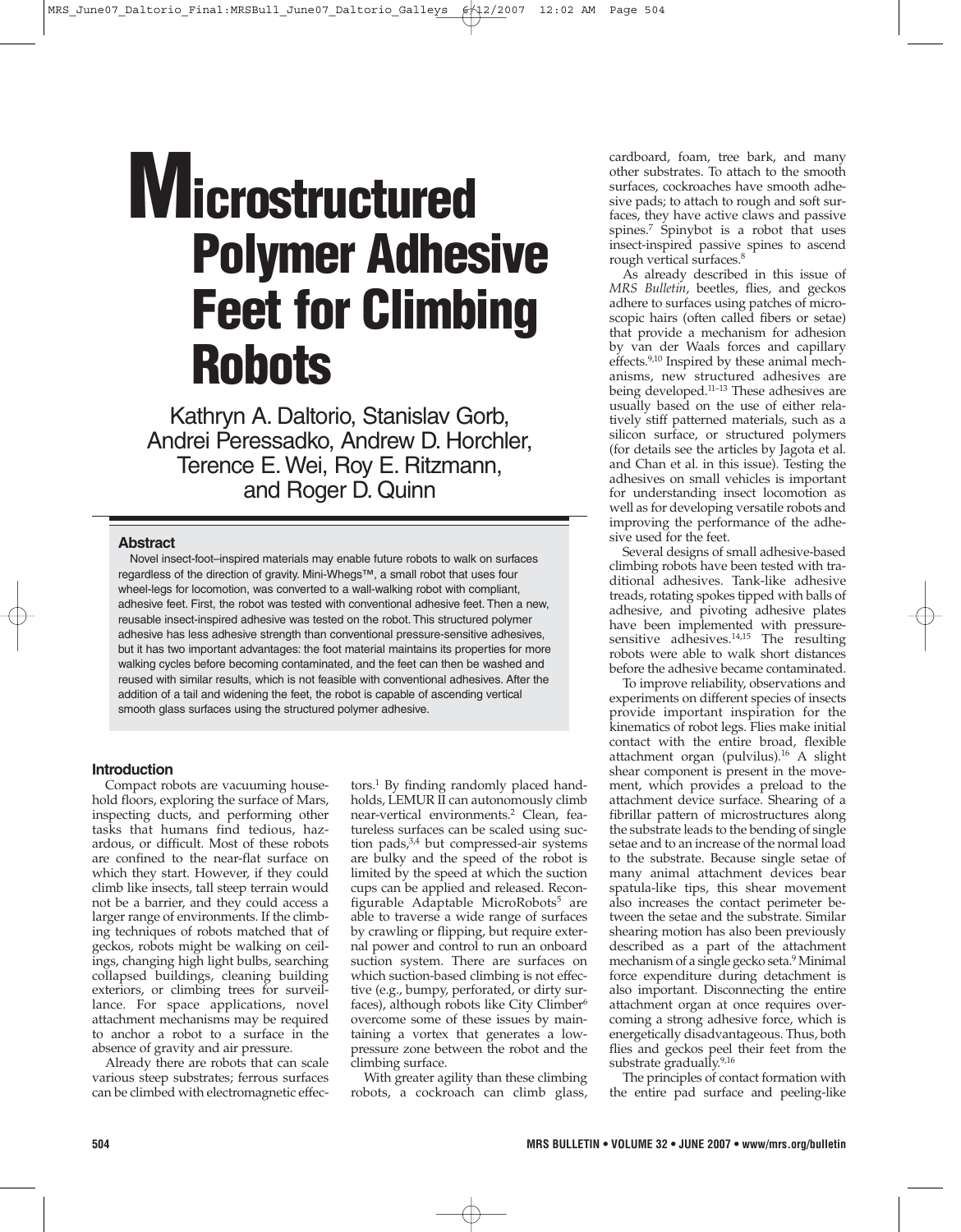# Microstructured Polymer Adhesive Feet for Climbing Robots

Kathryn A. Daltorio, Stanislav Gorb, Andrei Peressadko, Andrew D. Horchler, Terence E. Wei, Roy E. Ritzmann, and Roger D. Quinn

### Abstract

Novel insect-foot–inspired materials may enable future robots to walk on surfaces regardless of the direction of gravity. Mini-Whegs™, a small robot that uses four wheel-legs for locomotion, was converted to a wall-walking robot with compliant, adhesive feet. First, the robot was tested with conventional adhesive feet. Then a new, reusable insect-inspired adhesive was tested on the robot. This structured polymer adhesive has less adhesive strength than conventional pressure-sensitive adhesives, but it has two important advantages: the foot material maintains its properties for more walking cycles before becoming contaminated, and the feet can then be washed and reused with similar results, which is not feasible with conventional adhesives. After the addition of a tail and widening the feet, the robot is capable of ascending vertical smooth glass surfaces using the structured polymer adhesive.

### Introduction

Compact robots are vacuuming household floors, exploring the surface of Mars, inspecting ducts, and performing other tasks that humans find tedious, hazardous, or difficult. Most of these robots are confined to the near-flat surface on which they start. However, if they could climb like insects, tall steep terrain would not be a barrier, and they could access a larger range of environments. If the climbing techniques of robots matched that of geckos, robots might be walking on ceilings, changing high light bulbs, searching collapsed buildings, cleaning building exteriors, or climbing trees for surveillance. For space applications, novel attachment mechanisms may be required to anchor a robot to a surface in the absence of gravity and air pressure.

Already there are robots that can scale various steep substrates; ferrous surfaces can be climbed with electromagnetic effectors.[1] By finding randomly placed handholds, LEMUR II can autonomously climb near-vertical environments.[2] Clean, featureless surfaces can be scaled using suction pads,[3,4] but compressed-air systems are bulky and the speed of the robot is limited by the speed at which the suction cups can be applied and released. Reconfigurable Adaptable MicroRobots[5] are able to traverse a wide range of surfaces by crawling or flipping, but require external power and control to run an onboard suction system. There are surfaces on which suction-based climbing is not effective (e.g., bumpy, perforated, or dirty surfaces), although robots like City Climber[6] overcome some of these issues by maintaining a vortex that generates a low-pressure zone between the robot and the climbing surface.

With greater agility than these climbing robots, a cockroach can climb glass, cardboard, foam, tree bark, and many other substrates. To attach to the smooth surfaces, cockroaches have smooth adhesive pads; to attach to rough and soft surfaces, they have active claws and passive spines.[7] Spinybot is a robot that uses insect-inspired passive spines to ascend rough vertical surfaces.[8]

As already described in this issue of *MRS Bulletin*, beetles, flies, and geckos adhere to surfaces using patches of microscopic hairs (often called fibers or setae) that provide a mechanism for adhesion by van der Waals forces and capillary effects.[9,10] Inspired by these animal mechanisms, new structured adhesives are being developed.[11–13] These adhesives are usually based on the use of either relatively stiff patterned materials, such as a silicon surface, or structured polymers (for details see the articles by Jagota et al. and Chan et al. in this issue). Testing the adhesives on small vehicles is important for understanding insect locomotion as well as for developing versatile robots and improving the performance of the adhesive used for the feet.

Several designs of small adhesive-based climbing robots have been tested with traditional adhesives. Tank-like adhesive treads, rotating spokes tipped with balls of adhesive, and pivoting adhesive plates have been implemented with pressure-sensitive adhesives.[14,15] The resulting robots were able to walk short distances before the adhesive became contaminated.

To improve reliability, observations and experiments on different species of insects provide important inspiration for the kinematics of robot legs. Flies make initial contact with the entire broad, flexible attachment organ (pulvilus).[16] A slight shear component is present in the movement, which provides a preload to the attachment device surface. Shearing of a fibrillar pattern of microstructures along the substrate leads to the bending of single setae and to an increase of the normal load to the substrate. Because single setae of many animal attachment devices bear spatula-like tips, this shear movement also increases the contact perimeter between the setae and the substrate. Similar shearing motion has also been previously described as a part of the attachment mechanism of a single gecko seta.[9] Minimal force expenditure during detachment is also important. Disconnecting the entire attachment organ at once requires overcoming a strong adhesive force, which is energetically disadvantageous. Thus, both flies and geckos peel their feet from the substrate gradually.[9,16]

The principles of contact formation with the entire pad surface and peeling-like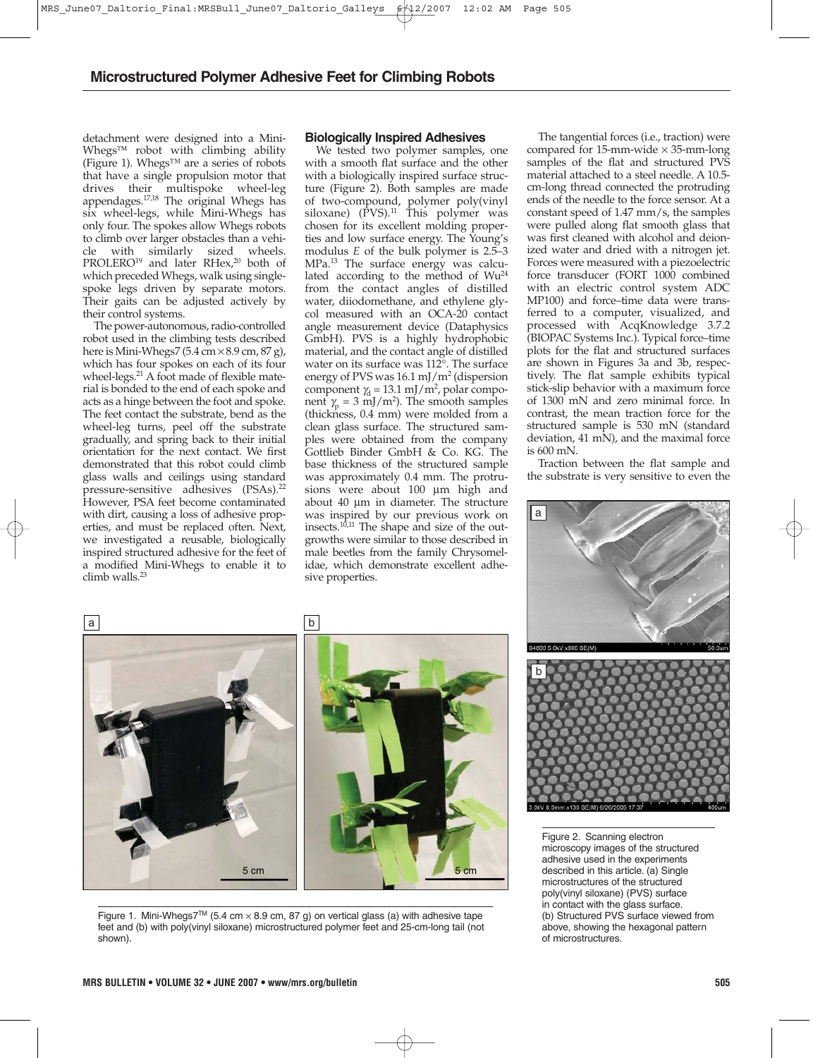detachment were designed into a Mini-Whegs™ robot with climbing ability (Figure 1). Whegs™ are a series of robots that have a single propulsion motor that drives their multispoke wheel-leg appendages.[17,18] The original Whegs has six wheel-legs, while Mini-Whegs has only four. The spokes allow Whegs robots to climb over larger obstacles than a vehicle with similarly sized wheels. PROLERO[19] and later RHex,[20] both of which preceded Whegs, walk using single-spoke legs driven by separate motors. Their gaits can be adjusted actively by their control systems.

The power-autonomous, radio-controlled robot used in the climbing tests described here is Mini-Whegs7 (5.4 cm × 8.9 cm, 87 g), which has four spokes on each of its four wheel-legs.[21] A foot made of flexible material is bonded to the end of each spoke and acts as a hinge between the foot and spoke. The feet contact the substrate, bend as the wheel-leg turns, peel off the substrate gradually, and spring back to their initial orientation for the next contact. We first demonstrated that this robot could climb glass walls and ceilings using standard pressure-sensitive adhesives (PSAs).[22] However, PSA feet become contaminated with dirt, causing a loss of adhesive properties, and must be replaced often. Next, we investigated a reusable, biologically inspired structured adhesive for the feet of a modified Mini-Whegs to enable it to climb walls.[23]

## Biologically Inspired Adhesives

We tested two polymer samples, one with a smooth flat surface and the other with a biologically inspired surface structure (Figure 2). Both samples are made of two-compound, polymer poly(vinyl siloxane) (PVS).[11] This polymer was chosen for its excellent molding properties and low surface energy. The Young's modulus $E$ of the bulk polymer is 2.5–3 MPa.[13] The surface energy was calculated according to the method of Wu[24] from the contact angles of distilled water, diiodomethane, and ethylene glycol measured with an OCA-20 contact angle measurement device (Dataphysics GmbH). PVS is a highly hydrophobic material, and the contact angle of distilled water on its surface was 112°. The surface energy of PVS was 16.1 mJ/m$^2$ (dispersion component $\gamma_d$ = 13.1 mJ/m$^2$, polar component $\gamma_p$ = 3 mJ/m$^2$). The smooth samples (thickness, 0.4 mm) were molded from a clean glass surface. The structured samples were obtained from the company Gottlieb Binder GmbH & Co. KG. The base thickness of the structured sample was approximately 0.4 mm. The protrusions were about 100 µm high and about 40 µm in diameter. The structure was inspired by our previous work on insects.[10,11] The shape and size of the outgrowths were similar to those described in male beetles from the family Chrysomelidae, which demonstrate excellent adhesive properties.

The tangential forces (i.e., traction) were compared for 15-mm-wide × 35-mm-long samples of the flat and structured PVS material attached to a steel needle. A 10.5-cm-long thread connected the protruding ends of the needle to the force sensor. At a constant speed of 1.47 mm/s, the samples were pulled along flat smooth glass that was first cleaned with alcohol and deionized water and dried with a nitrogen jet. Forces were measured with a piezoelectric force transducer (FORT 1000 combined with an electric control system ADC MP100) and force–time data were transferred to a computer, visualized, and processed with AcqKnowledge 3.7.2 (BIOPAC Systems Inc.). Typical force–time plots for the flat and structured surfaces are shown in Figures 3a and 3b, respectively. The flat sample exhibits typical stick-slip behavior with a maximum force of 1300 mN and zero minimal force. In contrast, the mean traction force for the structured sample is 530 mN (standard deviation, 41 mN), and the maximal force is 600 mN.

Traction between the flat sample and the substrate is very sensitive to even the

Figure 1. Mini-Whegs7™ (5.4 cm × 8.9 cm, 87 g) on vertical glass (a) with adhesive tape feet and (b) with poly(vinyl siloxane) microstructured polymer feet and 25-cm-long tail (not shown).

Figure 2. Scanning electron microscopy images of the structured adhesive used in the experiments described in this article. (a) Single microstructures of the structured poly(vinyl siloxane) (PVS) surface in contact with the glass surface. (b) Structured PVS surface viewed from above, showing the hexagonal pattern of microstructures.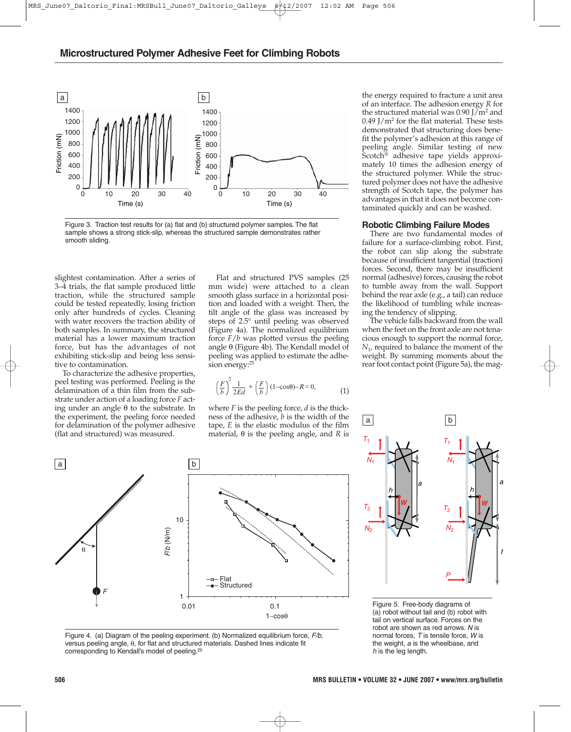Figure 3. Traction test results for (a) flat and (b) structured polymer samples. The flat sample shows a strong stick-slip, whereas the structured sample demonstrates rather smooth sliding.

slightest contamination. After a series of 3–4 trials, the flat sample produced little traction, while the structured sample could be tested repeatedly, losing friction only after hundreds of cycles. Cleaning with water recovers the traction ability of both samples. In summary, the structured material has a lower maximum traction force, but has the advantages of not exhibiting stick-slip and being less sensitive to contamination.

To characterize the adhesive properties, peel testing was performed. Peeling is the delamination of a thin film from the substrate under action of a loading force $F$ acting under an angle $\theta$ to the substrate. In the experiment, the peeling force needed for delamination of the polymer adhesive (flat and structured) was measured.

Flat and structured PVS samples (25 mm wide) were attached to a clean smooth glass surface in a horizontal position and loaded with a weight. Then, the tilt angle of the glass was increased by steps of 2.5° until peeling was observed (Figure 4a). The normalized equilibrium force $F/b$ was plotted versus the peeling angle $\theta$ (Figure 4b). The Kendall model of peeling was applied to estimate the adhesion energy:[25]

$$\left(\frac{F}{b}\right)^2 \frac{1}{2Ed} + \left(\frac{F}{b}\right)(1-\cos\theta) - R = 0, \qquad (1)$$

where $F$ is the peeling force, $d$ is the thickness of the adhesive, $b$ is the width of the tape, $E$ is the elastic modulus of the film material, $\theta$ is the peeling angle, and $R$ is the energy required to fracture a unit area of an interface. The adhesion energy $R$ for the structured material was 0.90 J/m$^2$ and 0.49 J/m$^2$ for the flat material. These tests demonstrated that structuring does benefit the polymer's adhesion at this range of peeling angle. Similar testing of new Scotch® adhesive tape yields approximately 10 times the adhesion energy of the structured polymer. While the structured polymer does not have the adhesive strength of Scotch tape, the polymer has advantages in that it does not become contaminated quickly and can be washed.

## Robotic Climbing Failure Modes

There are two fundamental modes of failure for a surface-climbing robot. First, the robot can slip along the substrate because of insufficient tangential (traction) forces. Second, there may be insufficient normal (adhesive) forces, causing the robot to tumble away from the wall. Support behind the rear axle (e.g., a tail) can reduce the likelihood of tumbling while increasing the tendency of slipping.

The vehicle falls backward from the wall when the feet on the front axle are not tenacious enough to support the normal force, $N_1$, required to balance the moment of the weight. By summing moments about the rear foot contact point (Figure 5a), the mag-

Figure 4. (a) Diagram of the peeling experiment. (b) Normalized equilibrium force, $F/b$, versus peeling angle, $\theta$, for flat and structured materials. Dashed lines indicate fit corresponding to Kendall's model of peeling.[25]

Figure 5. Free-body diagrams of (a) robot without tail and (b) robot with tail on vertical surface. Forces on the robot are shown as red arrows. $N$ is normal forces, $T$ is tensile force, $W$ is the weight, $a$ is the wheelbase, and $h$ is the leg length.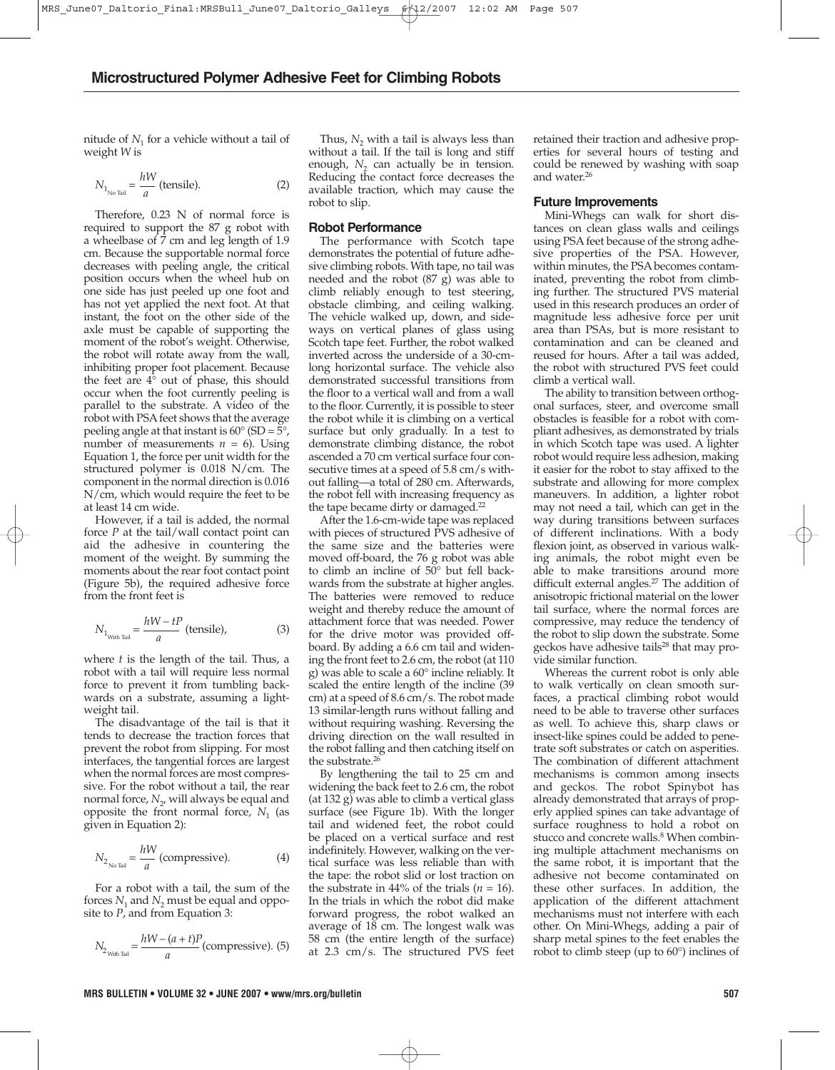nitude of $N_1$ for a vehicle without a tail of weight $W$ is

$$N_{1_{\text{No Tail}}} = \frac{hW}{a} \text{ (tensile).} \tag{2}$$

Therefore, 0.23 N of normal force is required to support the 87 g robot with a wheelbase of 7 cm and leg length of 1.9 cm. Because the supportable normal force decreases with peeling angle, the critical position occurs when the wheel hub on one side has just peeled up one foot and has not yet applied the next foot. At that instant, the foot on the other side of the axle must be capable of supporting the moment of the robot's weight. Otherwise, the robot will rotate away from the wall, inhibiting proper foot placement. Because the feet are 4° out of phase, this should occur when the foot currently peeling is parallel to the substrate. A video of the robot with PSA feet shows that the average peeling angle at that instant is 60° (SD = 5°, number of measurements $n$ = 6). Using Equation 1, the force per unit width for the structured polymer is 0.018 N/cm. The component in the normal direction is 0.016 N/cm, which would require the feet to be at least 14 cm wide.

However, if a tail is added, the normal force $P$ at the tail/wall contact point can aid the adhesive in countering the moment of the weight. By summing the moments about the rear foot contact point (Figure 5b), the required adhesive force from the front feet is

$$N_{1_{\text{With Tail}}} = \frac{hW - tP}{a} \text{ (tensile),} \tag{3}$$

where $t$ is the length of the tail. Thus, a robot with a tail will require less normal force to prevent it from tumbling backwards on a substrate, assuming a lightweight tail.

The disadvantage of the tail is that it tends to decrease the traction forces that prevent the robot from slipping. For most interfaces, the tangential forces are largest when the normal forces are most compressive. For the robot without a tail, the rear normal force, $N_2$, will always be equal and opposite the front normal force, $N_1$ (as given in Equation 2):

$$N_{2_{\text{No Tail}}} = \frac{hW}{a} \text{ (compressive).} \tag{4}$$

For a robot with a tail, the sum of the forces $N_1$ and $N_2$ must be equal and opposite to $P$, and from Equation 3:

$$N_{2_{\text{With Tail}}} = \frac{hW - (a+t)P}{a} \text{(compressive).} \tag{5}$$

Thus, $N_2$ with a tail is always less than without a tail. If the tail is long and stiff enough, $N_2$ can actually be in tension. Reducing the contact force decreases the available traction, which may cause the robot to slip.

## Robot Performance

The performance with Scotch tape demonstrates the potential of future adhesive climbing robots. With tape, no tail was needed and the robot (87 g) was able to climb reliably enough to test steering, obstacle climbing, and ceiling walking. The vehicle walked up, down, and sideways on vertical planes of glass using Scotch tape feet. Further, the robot walked inverted across the underside of a 30-cm-long horizontal surface. The vehicle also demonstrated successful transitions from the floor to a vertical wall and from a wall to the floor. Currently, it is possible to steer the robot while it is climbing on a vertical surface but only gradually. In a test to demonstrate climbing distance, the robot ascended a 70 cm vertical surface four consecutive times at a speed of 5.8 cm/s without falling—a total of 280 cm. Afterwards, the robot fell with increasing frequency as the tape became dirty or damaged.[22]

After the 1.6-cm-wide tape was replaced with pieces of structured PVS adhesive of the same size and the batteries were moved off-board, the 76 g robot was able to climb an incline of 50° but fell backwards from the substrate at higher angles. The batteries were removed to reduce weight and thereby reduce the amount of attachment force that was needed. Power for the drive motor was provided off-board. By adding a 6.6 cm tail and widening the front feet to 2.6 cm, the robot (at 110 g) was able to scale a 60° incline reliably. It scaled the entire length of the incline (39 cm) at a speed of 8.6 cm/s. The robot made 13 similar-length runs without falling and without requiring washing. Reversing the driving direction on the wall resulted in the robot falling and then catching itself on the substrate.[26]

By lengthening the tail to 25 cm and widening the back feet to 2.6 cm, the robot (at 132 g) was able to climb a vertical glass surface (see Figure 1b). With the longer tail and widened feet, the robot could be placed on a vertical surface and rest indefinitely. However, walking on the vertical surface was less reliable than with the tape: the robot slid or lost traction on the substrate in 44% of the trials ($n$ = 16). In the trials in which the robot did make forward progress, the robot walked an average of 18 cm. The longest walk was 58 cm (the entire length of the surface) at 2.3 cm/s. The structured PVS feet retained their traction and adhesive properties for several hours of testing and could be renewed by washing with soap and water.[26]

## Future Improvements

Mini-Whegs can walk for short distances on clean glass walls and ceilings using PSA feet because of the strong adhesive properties of the PSA. However, within minutes, the PSA becomes contaminated, preventing the robot from climbing further. The structured PVS material used in this research produces an order of magnitude less adhesive force per unit area than PSAs, but is more resistant to contamination and can be cleaned and reused for hours. After a tail was added, the robot with structured PVS feet could climb a vertical wall.

The ability to transition between orthogonal surfaces, steer, and overcome small obstacles is feasible for a robot with compliant adhesives, as demonstrated by trials in which Scotch tape was used. A lighter robot would require less adhesion, making it easier for the robot to stay affixed to the substrate and allowing for more complex maneuvers. In addition, a lighter robot may not need a tail, which can get in the way during transitions between surfaces of different inclinations. With a body flexion joint, as observed in various walking animals, the robot might even be able to make transitions around more difficult external angles.[27] The addition of anisotropic frictional material on the lower tail surface, where the normal forces are compressive, may reduce the tendency of the robot to slip down the substrate. Some geckos have adhesive tails[28] that may provide similar function.

Whereas the current robot is only able to walk vertically on clean smooth surfaces, a practical climbing robot would need to be able to traverse other surfaces as well. To achieve this, sharp claws or insect-like spines could be added to penetrate soft substrates or catch on asperities. The combination of different attachment mechanisms is common among insects and geckos. The robot Spinybot has already demonstrated that arrays of properly applied spines can take advantage of surface roughness to hold a robot on stucco and concrete walls.[8] When combining multiple attachment mechanisms on the same robot, it is important that the adhesive not become contaminated on these other surfaces. In addition, the application of the different attachment mechanisms must not interfere with each other. On Mini-Whegs, adding a pair of sharp metal spines to the feet enables the robot to climb steep (up to 60°) inclines of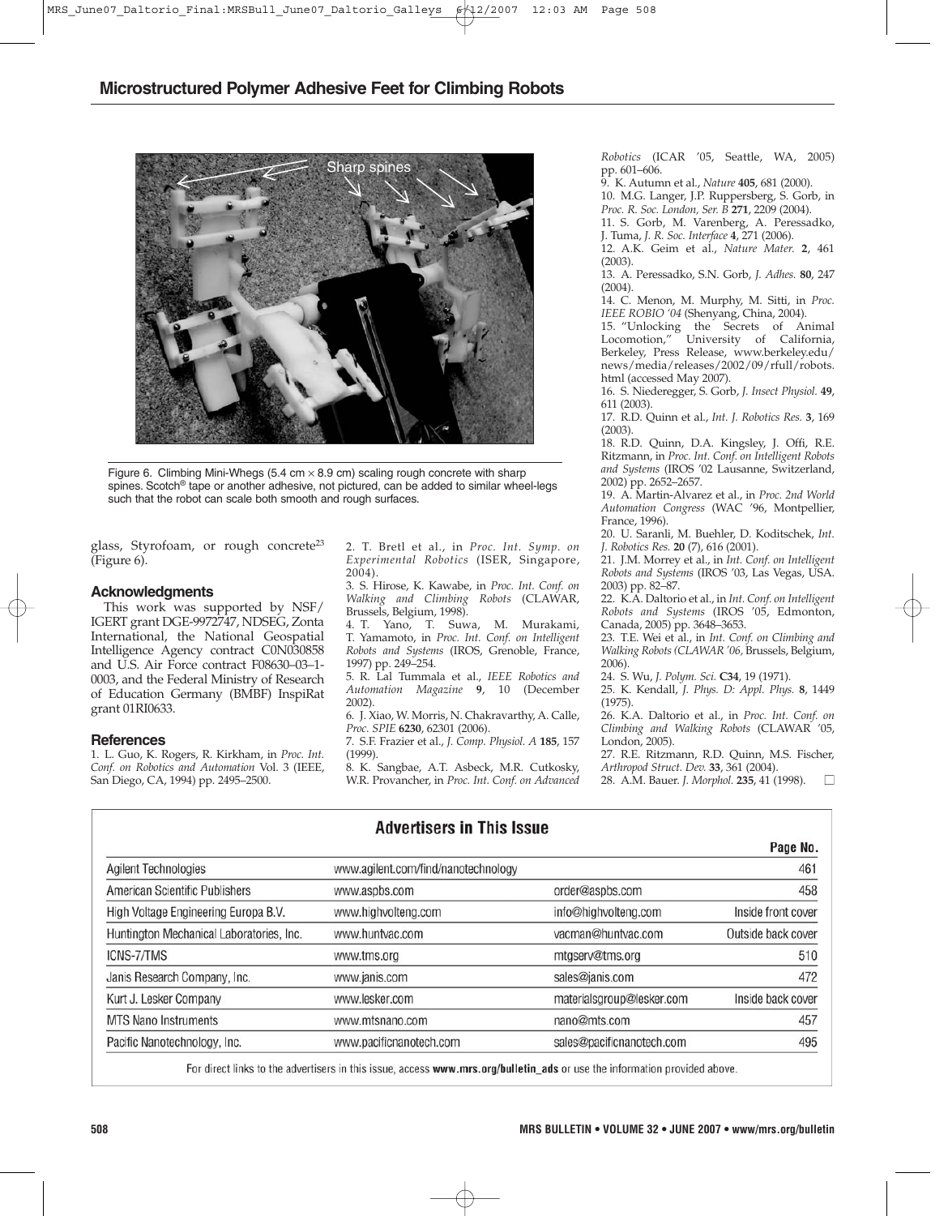Sharp spines

Figure 6. Climbing Mini-Whegs (5.4 cm × 8.9 cm) scaling rough concrete with sharp spines. Scotch® tape or another adhesive, not pictured, can be added to similar wheel-legs such that the robot can scale both smooth and rough surfaces.

glass, Styrofoam, or rough concrete[23] (Figure 6).

### Acknowledgments

This work was supported by NSF/IGERT grant DGE-9972747, NDSEG, Zonta International, the National Geospatial Intelligence Agency contract C0N030858 and U.S. Air Force contract F08630–03–1-0003, and the Federal Ministry of Research of Education Germany (BMBF) InspiRat grant 01RI0633.

### References

1. L. Guo, K. Rogers, R. Kirkham, in *Proc. Int. Conf. on Robotics and Automation* Vol. 3 (IEEE, San Diego, CA, 1994) pp. 2495–2500.
2. T. Bretl et al., in *Proc. Int. Symp. on Experimental Robotics* (ISER, Singapore, 2004).
3. S. Hirose, K. Kawabe, in *Proc. Int. Conf. on Walking and Climbing Robots* (CLAWAR, Brussels, Belgium, 1998).
4. T. Yano, T. Suwa, M. Murakami, T. Yamamoto, in *Proc. Int. Conf. on Intelligent Robots and Systems* (IROS, Grenoble, France, 1997) pp. 249–254.
5. R. Lal Tummala et al., *IEEE Robotics and Automation Magazine* **9**, 10 (December 2002).
6. J. Xiao, W. Morris, N. Chakravarthy, A. Calle, *Proc. SPIE* **6230**, 62301 (2006).
7. S.F. Frazier et al., *J. Comp. Physiol. A* **185**, 157 (1999).
8. K. Sangbae, A.T. Asbeck, M.R. Cutkosky, W.R. Provancher, in *Proc. Int. Conf. on Advanced Robotics* (ICAR '05, Seattle, WA, 2005) pp. 601–606.
9. K. Autumn et al., *Nature* **405**, 681 (2000).
10. M.G. Langer, J.P. Ruppersberg, S. Gorb, in *Proc. R. Soc. London, Ser. B* **271**, 2209 (2004).
11. S. Gorb, M. Varenberg, A. Peressadko, J. Tuma, *J. R. Soc. Interface* **4**, 271 (2006).
12. A.K. Geim et al., *Nature Mater.* **2**, 461 (2003).
13. A. Peressadko, S.N. Gorb, *J. Adhes.* **80**, 247 (2004).
14. C. Menon, M. Murphy, M. Sitti, in *Proc. IEEE ROBIO '04* (Shenyang, China, 2004).
15. "Unlocking the Secrets of Animal Locomotion," University of California, Berkeley, Press Release, www.berkeley.edu/news/media/releases/2002/09/rfull/robots.html (accessed May 2007).
16. S. Niederegger, S. Gorb, *J. Insect Physiol.* **49**, 611 (2003).
17. R.D. Quinn et al., *Int. J. Robotics Res.* **3**, 169 (2003).
18. R.D. Quinn, D.A. Kingsley, J. Offi, R.E. Ritzmann, in *Proc. Int. Conf. on Intelligent Robots and Systems* (IROS '02 Lausanne, Switzerland, 2002) pp. 2652–2657.
19. A. Martin-Alvarez et al., in *Proc. 2nd World Automation Congress* (WAC '96, Montpellier, France, 1996).
20. U. Saranli, M. Buehler, D. Koditschek, *Int. J. Robotics Res.* **20** (7), 616 (2001).
21. J.M. Morrey et al., in *Int. Conf. on Intelligent Robots and Systems* (IROS '03, Las Vegas, USA. 2003) pp. 82–87.
22. K.A. Daltorio et al., in *Int. Conf. on Intelligent Robots and Systems* (IROS '05, Edmonton, Canada, 2005) pp. 3648–3653.
23. T.E. Wei et al., in *Int. Conf. on Climbing and Walking Robots (CLAWAR '06,* Brussels, Belgium, 2006).
24. S. Wu, *J. Polym. Sci.* **C34**, 19 (1971).
25. K. Kendall, *J. Phys. D: Appl. Phys.* **8**, 1449 (1975).
26. K.A. Daltorio et al., in *Proc. Int. Conf. on Climbing and Walking Robots* (CLAWAR '05, London, 2005).
27. R.E. Ritzmann, R.D. Quinn, M.S. Fischer, *Arthropod Struct. Dev.* **33**, 361 (2004).
28. A.M. Bauer. *J. Morphol.* **235**, 41 (1998).

### Advertisers in This Issue

| | | | Page No. |
|---|---|---|---|
| Agilent Technologies | www.agilent.com/find/nanotechnology | | 461 |
| American Scientific Publishers | www.aspbs.com | order@aspbs.com | 458 |
| High Voltage Engineering Europa B.V. | www.highvolteng.com | info@highvolteng.com | Inside front cover |
| Huntington Mechanical Laboratories, Inc. | www.huntvac.com | vacman@huntvac.com | Outside back cover |
| ICNS-7/TMS | www.tms.org | mtgserv@tms.org | 510 |
| Janis Research Company, Inc. | www.janis.com | sales@janis.com | 472 |
| Kurt J. Lesker Company | www.lesker.com | materialsgroup@lesker.com | Inside back cover |
| MTS Nano Instruments | www.mtsnano.com | nano@mts.com | 457 |
| Pacific Nanotechnology, Inc. | www.pacificnanotech.com | sales@pacificnanotech.com | 495 |

For direct links to the advertisers in this issue, access **www.mrs.org/bulletin_ads** or use the information provided above.